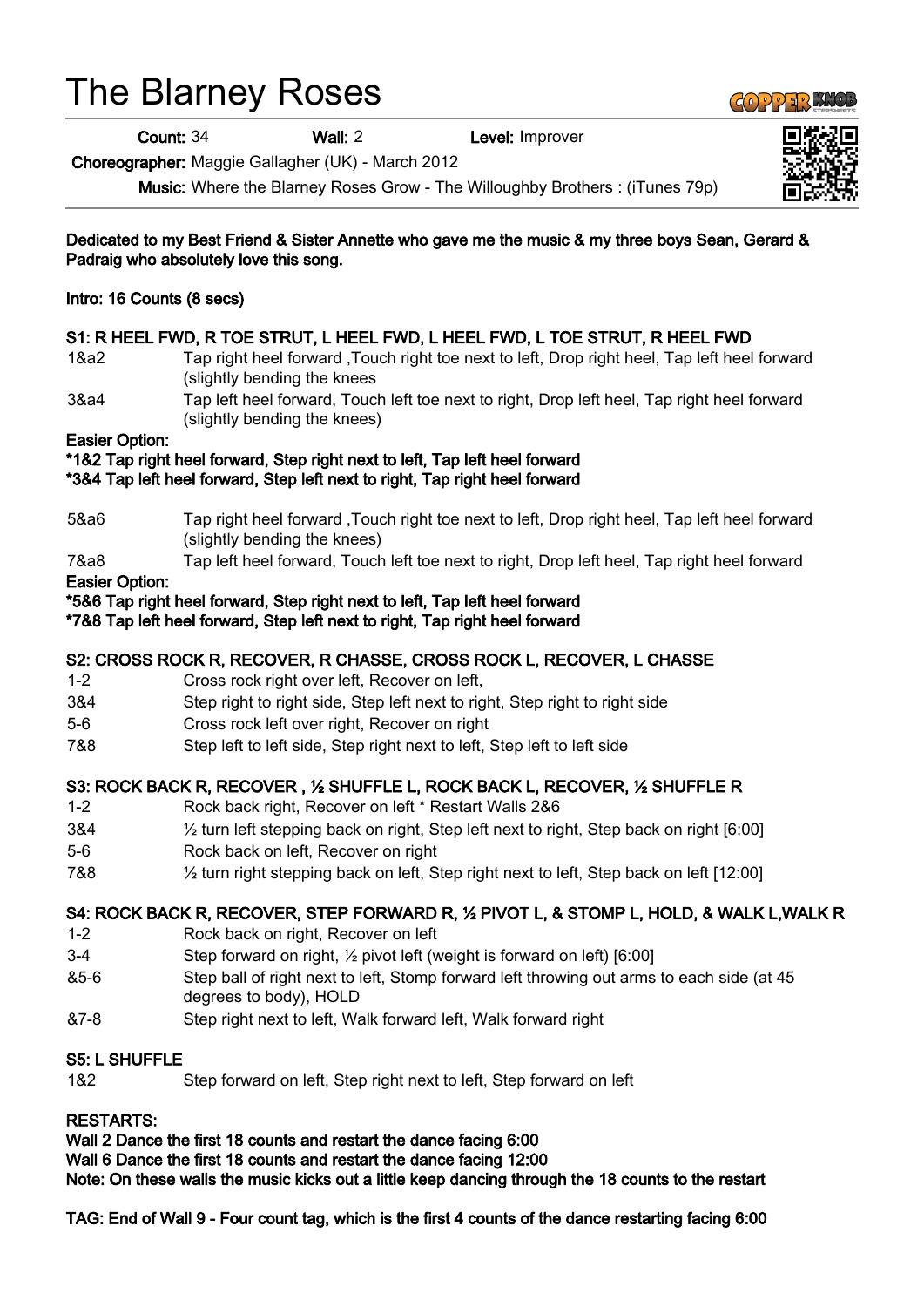# The Blarney Roses

**Count:** 34 **Wall:** 2 **Level:** Improver

**Choreographer:** Maggie Gallagher (UK) - March 2012

**Music:** Where the Blarney Roses Grow - The Willoughby Brothers : (iTunes 79p)

**Dedicated to my Best Friend & Sister Annette who gave me the music & my three boys Sean, Gerard & Padraig who absolutely love this song.**

**Intro: 16 Counts (8 secs)**

**S1: R HEEL FWD, R TOE STRUT, L HEEL FWD, L HEEL FWD, L TOE STRUT, R HEEL FWD**

| | |
|---|---|
| 1&a2 | Tap right heel forward ,Touch right toe next to left, Drop right heel, Tap left heel forward (slightly bending the knees |
| 3&a4 | Tap left heel forward, Touch left toe next to right, Drop left heel, Tap right heel forward (slightly bending the knees) |

**Easier Option:**
**\*1&2 Tap right heel forward, Step right next to left, Tap left heel forward**
**\*3&4 Tap left heel forward, Step left next to right, Tap right heel forward**

| | |
|---|---|
| 5&a6 | Tap right heel forward ,Touch right toe next to left, Drop right heel, Tap left heel forward (slightly bending the knees) |
| 7&a8 | Tap left heel forward, Touch left toe next to right, Drop left heel, Tap right heel forward |

**Easier Option:**
**\*5&6 Tap right heel forward, Step right next to left, Tap left heel forward**
**\*7&8 Tap left heel forward, Step left next to right, Tap right heel forward**

**S2: CROSS ROCK R, RECOVER, R CHASSE, CROSS ROCK L, RECOVER, L CHASSE**

| | |
|---|---|
| 1-2 | Cross rock right over left, Recover on left, |
| 3&4 | Step right to right side, Step left next to right, Step right to right side |
| 5-6 | Cross rock left over right, Recover on right |
| 7&8 | Step left to left side, Step right next to left, Step left to left side |

**S3: ROCK BACK R, RECOVER , ½ SHUFFLE L, ROCK BACK L, RECOVER, ½ SHUFFLE R**

| | |
|---|---|
| 1-2 | Rock back right, Recover on left * Restart Walls 2&6 |
| 3&4 | ½ turn left stepping back on right, Step left next to right, Step back on right [6:00] |
| 5-6 | Rock back on left, Recover on right |
| 7&8 | ½ turn right stepping back on left, Step right next to left, Step back on left [12:00] |

**S4: ROCK BACK R, RECOVER, STEP FORWARD R, ½ PIVOT L, & STOMP L, HOLD, & WALK L,WALK R**

| | |
|---|---|
| 1-2 | Rock back on right, Recover on left |
| 3-4 | Step forward on right, ½ pivot left (weight is forward on left) [6:00] |
| &5-6 | Step ball of right next to left, Stomp forward left throwing out arms to each side (at 45 degrees to body), HOLD |
| &7-8 | Step right next to left, Walk forward left, Walk forward right |

**S5: L SHUFFLE**

| | |
|---|---|
| 1&2 | Step forward on left, Step right next to left, Step forward on left |

**RESTARTS:**
**Wall 2 Dance the first 18 counts and restart the dance facing 6:00**
**Wall 6 Dance the first 18 counts and restart the dance facing 12:00**
**Note: On these walls the music kicks out a little keep dancing through the 18 counts to the restart**

**TAG: End of Wall 9 - Four count tag, which is the first 4 counts of the dance restarting facing 6:00**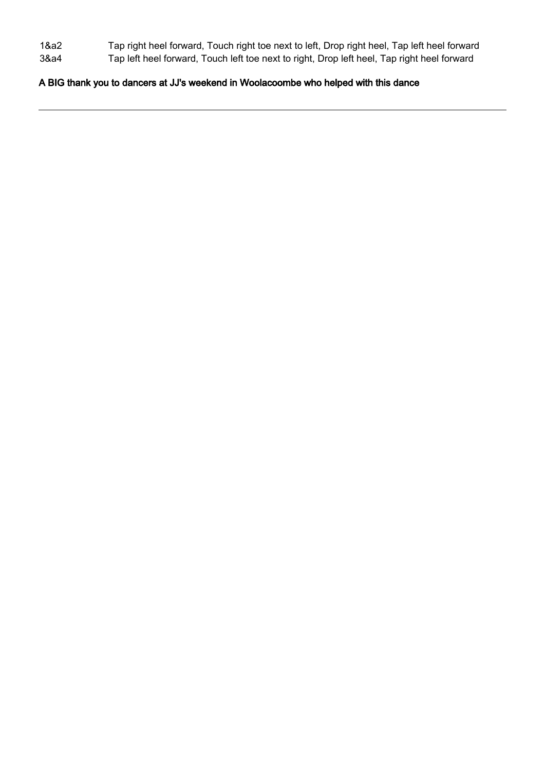| | |
|---|---|
| 1&a2 | Tap right heel forward, Touch right toe next to left, Drop right heel, Tap left heel forward |
| 3&a4 | Tap left heel forward, Touch left toe next to right, Drop left heel, Tap right heel forward |

**A BIG thank you to dancers at JJ's weekend in Woolacoombe who helped with this dance**

---